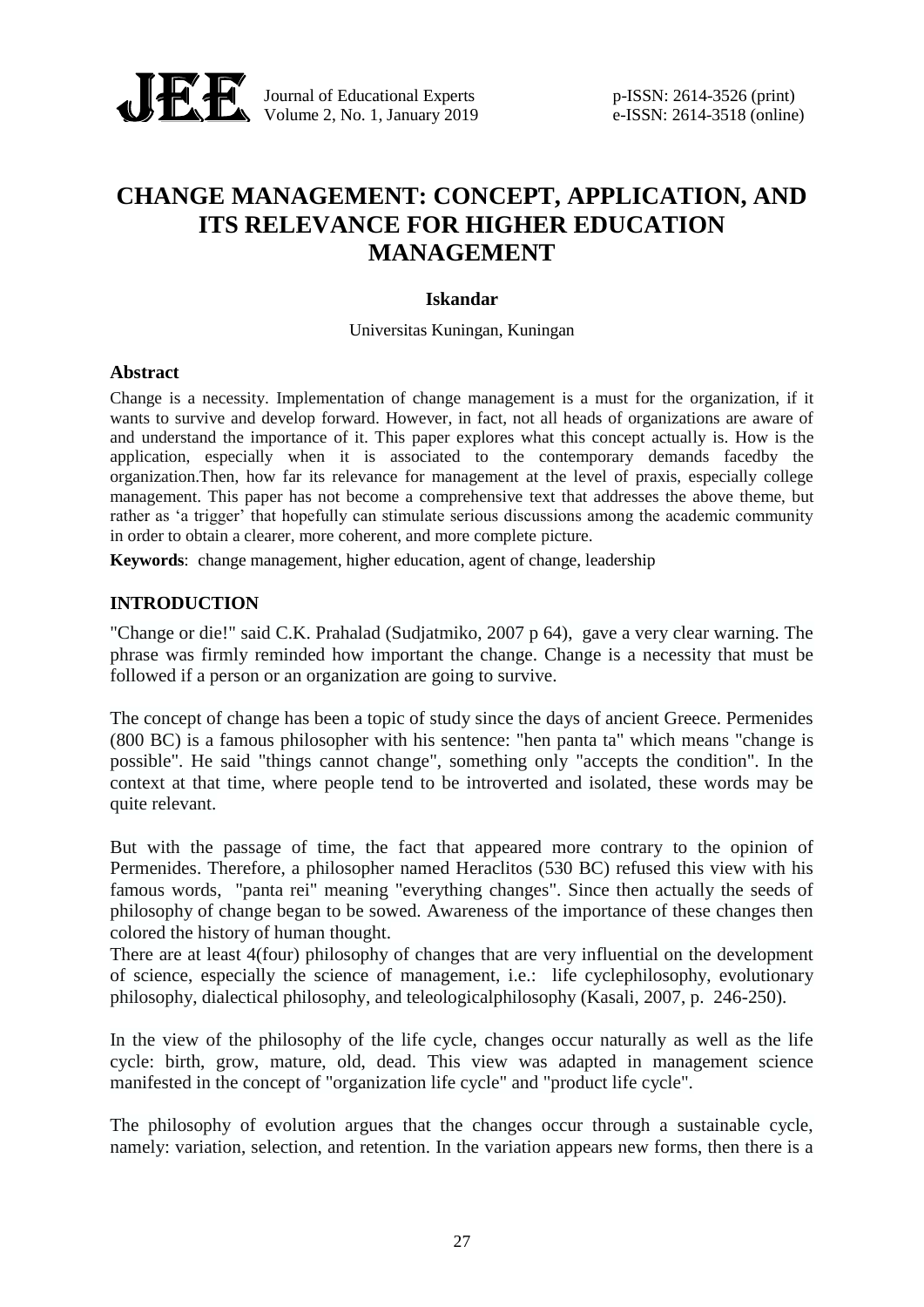# CHANGE MANAGEMENT: CONCEPT, APPLICATION, AND ITS RELEVANCE FOR HIGHER EDUCATION MANAGEMENT

**Iskandar**

Universitas Kuningan, Kuningan

## Abstract

Change is a necessity. Implementation of change management is a must for the organization, if it wants to survive and develop forward. However, in fact, not all heads of organizations are aware of and understand the importance of it. This paper explores what this concept actually is. How is the application, especially when it is associated to the contemporary demands facedby the organization.Then, how far its relevance for management at the level of praxis, especially college management. This paper has not become a comprehensive text that addresses the above theme, but rather as 'a trigger' that hopefully can stimulate serious discussions among the academic community in order to obtain a clearer, more coherent, and more complete picture.

**Keywords**: change management, higher education, agent of change, leadership

## INTRODUCTION

"Change or die!" said C.K. Prahalad (Sudjatmiko, 2007 p 64), gave a very clear warning. The phrase was firmly reminded how important the change. Change is a necessity that must be followed if a person or an organization are going to survive.

The concept of change has been a topic of study since the days of ancient Greece. Permenides (800 BC) is a famous philosopher with his sentence: "hen panta ta" which means "change is possible". He said "things cannot change", something only "accepts the condition". In the context at that time, where people tend to be introverted and isolated, these words may be quite relevant.

But with the passage of time, the fact that appeared more contrary to the opinion of Permenides. Therefore, a philosopher named Heraclitos (530 BC) refused this view with his famous words, "panta rei" meaning "everything changes". Since then actually the seeds of philosophy of change began to be sowed. Awareness of the importance of these changes then colored the history of human thought.

There are at least 4(four) philosophy of changes that are very influential on the development of science, especially the science of management, i.e.: life cyclephilosophy, evolutionary philosophy, dialectical philosophy, and teleologicalphilosophy (Kasali, 2007, p. 246-250).

In the view of the philosophy of the life cycle, changes occur naturally as well as the life cycle: birth, grow, mature, old, dead. This view was adapted in management science manifested in the concept of "organization life cycle" and "product life cycle".

The philosophy of evolution argues that the changes occur through a sustainable cycle, namely: variation, selection, and retention. In the variation appears new forms, then there is a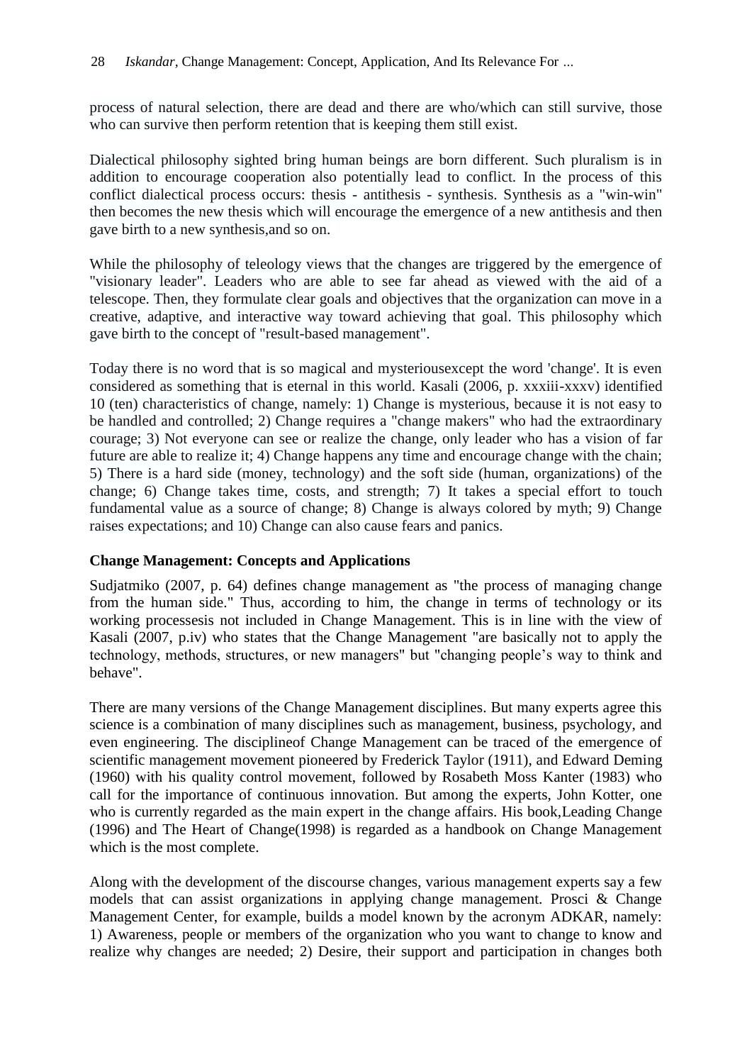process of natural selection, there are dead and there are who/which can still survive, those who can survive then perform retention that is keeping them still exist.

Dialectical philosophy sighted bring human beings are born different. Such pluralism is in addition to encourage cooperation also potentially lead to conflict. In the process of this conflict dialectical process occurs: thesis - antithesis - synthesis. Synthesis as a "win-win" then becomes the new thesis which will encourage the emergence of a new antithesis and then gave birth to a new synthesis,and so on.

While the philosophy of teleology views that the changes are triggered by the emergence of "visionary leader". Leaders who are able to see far ahead as viewed with the aid of a telescope. Then, they formulate clear goals and objectives that the organization can move in a creative, adaptive, and interactive way toward achieving that goal. This philosophy which gave birth to the concept of "result-based management".

Today there is no word that is so magical and mysteriousexcept the word 'change'. It is even considered as something that is eternal in this world. Kasali (2006, p. xxxiii-xxxv) identified 10 (ten) characteristics of change, namely: 1) Change is mysterious, because it is not easy to be handled and controlled; 2) Change requires a "change makers" who had the extraordinary courage; 3) Not everyone can see or realize the change, only leader who has a vision of far future are able to realize it; 4) Change happens any time and encourage change with the chain; 5) There is a hard side (money, technology) and the soft side (human, organizations) of the change; 6) Change takes time, costs, and strength; 7) It takes a special effort to touch fundamental value as a source of change; 8) Change is always colored by myth; 9) Change raises expectations; and 10) Change can also cause fears and panics.

**Change Management: Concepts and Applications**

Sudjatmiko (2007, p. 64) defines change management as "the process of managing change from the human side." Thus, according to him, the change in terms of technology or its working processesis not included in Change Management. This is in line with the view of Kasali (2007, p.iv) who states that the Change Management "are basically not to apply the technology, methods, structures, or new managers" but "changing people's way to think and behave".

There are many versions of the Change Management disciplines. But many experts agree this science is a combination of many disciplines such as management, business, psychology, and even engineering. The disciplineof Change Management can be traced of the emergence of scientific management movement pioneered by Frederick Taylor (1911), and Edward Deming (1960) with his quality control movement, followed by Rosabeth Moss Kanter (1983) who call for the importance of continuous innovation. But among the experts, John Kotter, one who is currently regarded as the main expert in the change affairs. His book,Leading Change (1996) and The Heart of Change(1998) is regarded as a handbook on Change Management which is the most complete.

Along with the development of the discourse changes, various management experts say a few models that can assist organizations in applying change management. Prosci & Change Management Center, for example, builds a model known by the acronym ADKAR, namely: 1) Awareness, people or members of the organization who you want to change to know and realize why changes are needed; 2) Desire, their support and participation in changes both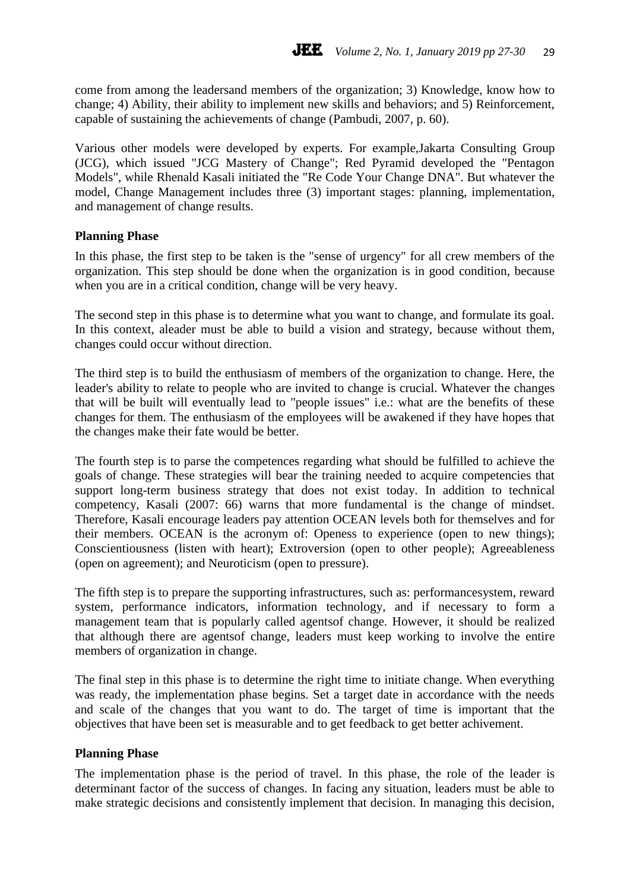come from among the leadersand members of the organization; 3) Knowledge, know how to change; 4) Ability, their ability to implement new skills and behaviors; and 5) Reinforcement, capable of sustaining the achievements of change (Pambudi, 2007, p. 60).

Various other models were developed by experts. For example,Jakarta Consulting Group (JCG), which issued "JCG Mastery of Change"; Red Pyramid developed the "Pentagon Models", while Rhenald Kasali initiated the "Re Code Your Change DNA". But whatever the model, Change Management includes three (3) important stages: planning, implementation, and management of change results.

**Planning Phase**

In this phase, the first step to be taken is the "sense of urgency" for all crew members of the organization. This step should be done when the organization is in good condition, because when you are in a critical condition, change will be very heavy.

The second step in this phase is to determine what you want to change, and formulate its goal. In this context, aleader must be able to build a vision and strategy, because without them, changes could occur without direction.

The third step is to build the enthusiasm of members of the organization to change. Here, the leader's ability to relate to people who are invited to change is crucial. Whatever the changes that will be built will eventually lead to "people issues" i.e.: what are the benefits of these changes for them. The enthusiasm of the employees will be awakened if they have hopes that the changes make their fate would be better.

The fourth step is to parse the competences regarding what should be fulfilled to achieve the goals of change. These strategies will bear the training needed to acquire competencies that support long-term business strategy that does not exist today. In addition to technical competency, Kasali (2007: 66) warns that more fundamental is the change of mindset. Therefore, Kasali encourage leaders pay attention OCEAN levels both for themselves and for their members. OCEAN is the acronym of: Openess to experience (open to new things); Conscientiousness (listen with heart); Extroversion (open to other people); Agreeableness (open on agreement); and Neuroticism (open to pressure).

The fifth step is to prepare the supporting infrastructures, such as: performancesystem, reward system, performance indicators, information technology, and if necessary to form a management team that is popularly called agentsof change. However, it should be realized that although there are agentsof change, leaders must keep working to involve the entire members of organization in change.

The final step in this phase is to determine the right time to initiate change. When everything was ready, the implementation phase begins. Set a target date in accordance with the needs and scale of the changes that you want to do. The target of time is important that the objectives that have been set is measurable and to get feedback to get better achivement.

**Planning Phase**

The implementation phase is the period of travel. In this phase, the role of the leader is determinant factor of the success of changes. In facing any situation, leaders must be able to make strategic decisions and consistently implement that decision. In managing this decision,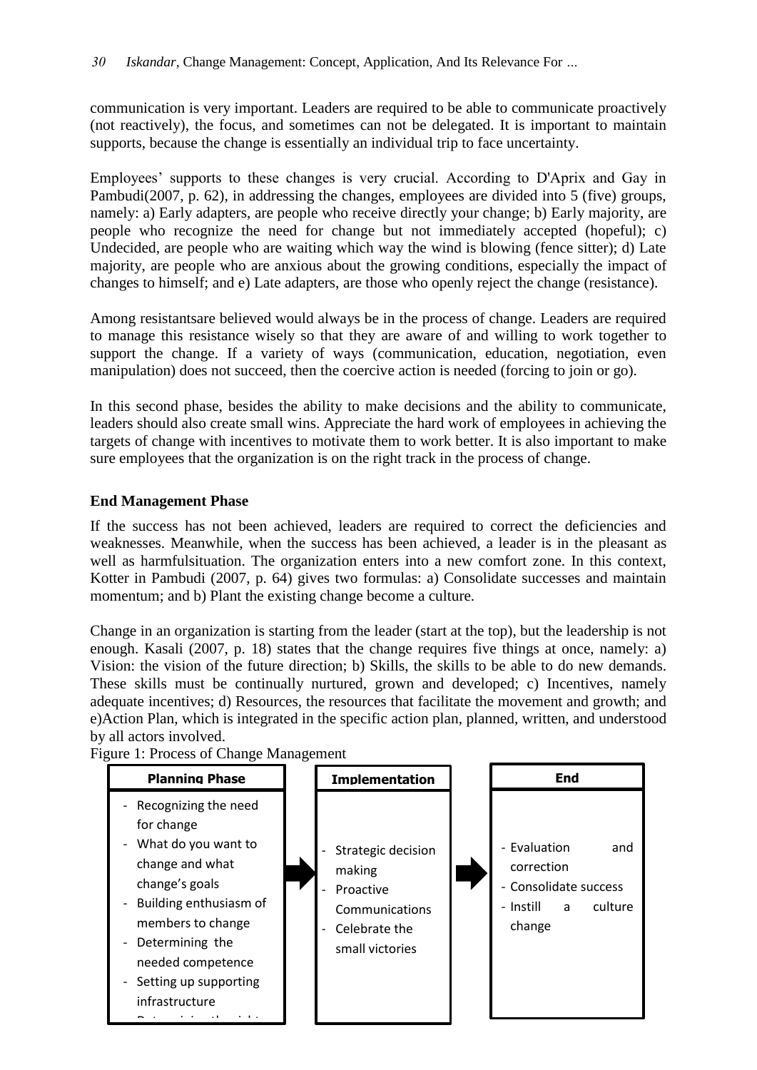communication is very important. Leaders are required to be able to communicate proactively (not reactively), the focus, and sometimes can not be delegated. It is important to maintain supports, because the change is essentially an individual trip to face uncertainty.

Employees' supports to these changes is very crucial. According to D'Aprix and Gay in Pambudi(2007, p. 62), in addressing the changes, employees are divided into 5 (five) groups, namely: a) Early adapters, are people who receive directly your change; b) Early majority, are people who recognize the need for change but not immediately accepted (hopeful); c) Undecided, are people who are waiting which way the wind is blowing (fence sitter); d) Late majority, are people who are anxious about the growing conditions, especially the impact of changes to himself; and e) Late adapters, are those who openly reject the change (resistance).

Among resistantsare believed would always be in the process of change. Leaders are required to manage this resistance wisely so that they are aware of and willing to work together to support the change. If a variety of ways (communication, education, negotiation, even manipulation) does not succeed, then the coercive action is needed (forcing to join or go).

In this second phase, besides the ability to make decisions and the ability to communicate, leaders should also create small wins. Appreciate the hard work of employees in achieving the targets of change with incentives to motivate them to work better. It is also important to make sure employees that the organization is on the right track in the process of change.

**End Management Phase**

If the success has not been achieved, leaders are required to correct the deficiencies and weaknesses. Meanwhile, when the success has been achieved, a leader is in the pleasant as well as harmfulsituation. The organization enters into a new comfort zone. In this context, Kotter in Pambudi (2007, p. 64) gives two formulas: a) Consolidate successes and maintain momentum; and b) Plant the existing change become a culture.

Change in an organization is starting from the leader (start at the top), but the leadership is not enough. Kasali (2007, p. 18) states that the change requires five things at once, namely: a) Vision: the vision of the future direction; b) Skills, the skills to be able to do new demands. These skills must be continually nurtured, grown and developed; c) Incentives, namely adequate incentives; d) Resources, the resources that facilitate the movement and growth; and e)Action Plan, which is integrated in the specific action plan, planned, written, and understood by all actors involved.

Figure 1: Process of Change Management

| Planning Phase | → | Implementation | → | End |
|---|---|---|---|---|
| - Recognizing the need for change<br>- What do you want to change and what change's goals<br>- Building enthusiasm of members to change<br>- Determining the needed competence<br>- Setting up supporting infrastructure<br>- Determining the right ... | | - Strategic decision making<br>- Proactive Communications<br>- Celebrate the small victories | | - Evaluation and correction<br>- Consolidate success<br>- Instill a culture change |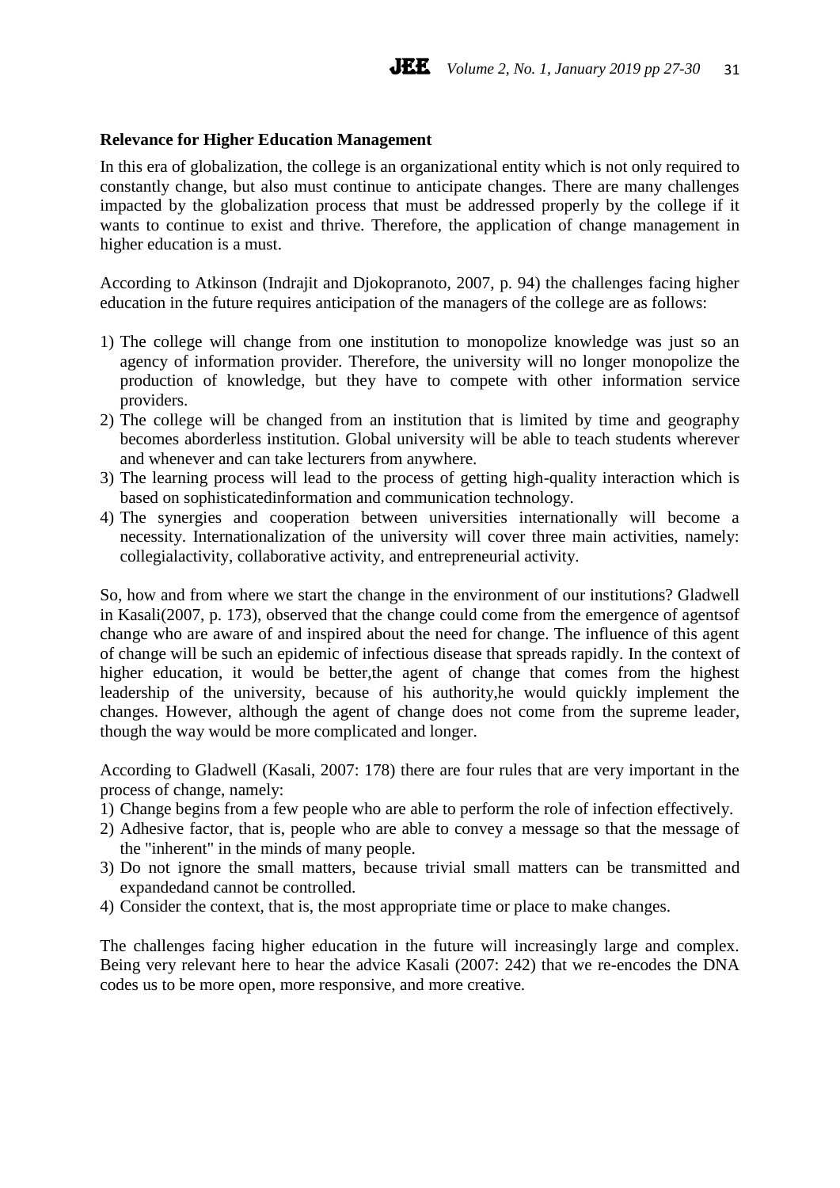**Relevance for Higher Education Management**

In this era of globalization, the college is an organizational entity which is not only required to constantly change, but also must continue to anticipate changes. There are many challenges impacted by the globalization process that must be addressed properly by the college if it wants to continue to exist and thrive. Therefore, the application of change management in higher education is a must.

According to Atkinson (Indrajit and Djokopranoto, 2007, p. 94) the challenges facing higher education in the future requires anticipation of the managers of the college are as follows:

1) The college will change from one institution to monopolize knowledge was just so an agency of information provider. Therefore, the university will no longer monopolize the production of knowledge, but they have to compete with other information service providers.
2) The college will be changed from an institution that is limited by time and geography becomes aborderless institution. Global university will be able to teach students wherever and whenever and can take lecturers from anywhere.
3) The learning process will lead to the process of getting high-quality interaction which is based on sophisticatedinformation and communication technology.
4) The synergies and cooperation between universities internationally will become a necessity. Internationalization of the university will cover three main activities, namely: collegialactivity, collaborative activity, and entrepreneurial activity.

So, how and from where we start the change in the environment of our institutions? Gladwell in Kasali(2007, p. 173), observed that the change could come from the emergence of agentsof change who are aware of and inspired about the need for change. The influence of this agent of change will be such an epidemic of infectious disease that spreads rapidly. In the context of higher education, it would be better,the agent of change that comes from the highest leadership of the university, because of his authority,he would quickly implement the changes. However, although the agent of change does not come from the supreme leader, though the way would be more complicated and longer.

According to Gladwell (Kasali, 2007: 178) there are four rules that are very important in the process of change, namely:

1) Change begins from a few people who are able to perform the role of infection effectively.
2) Adhesive factor, that is, people who are able to convey a message so that the message of the "inherent" in the minds of many people.
3) Do not ignore the small matters, because trivial small matters can be transmitted and expandedand cannot be controlled.
4) Consider the context, that is, the most appropriate time or place to make changes.

The challenges facing higher education in the future will increasingly large and complex. Being very relevant here to hear the advice Kasali (2007: 242) that we re-encodes the DNA codes us to be more open, more responsive, and more creative.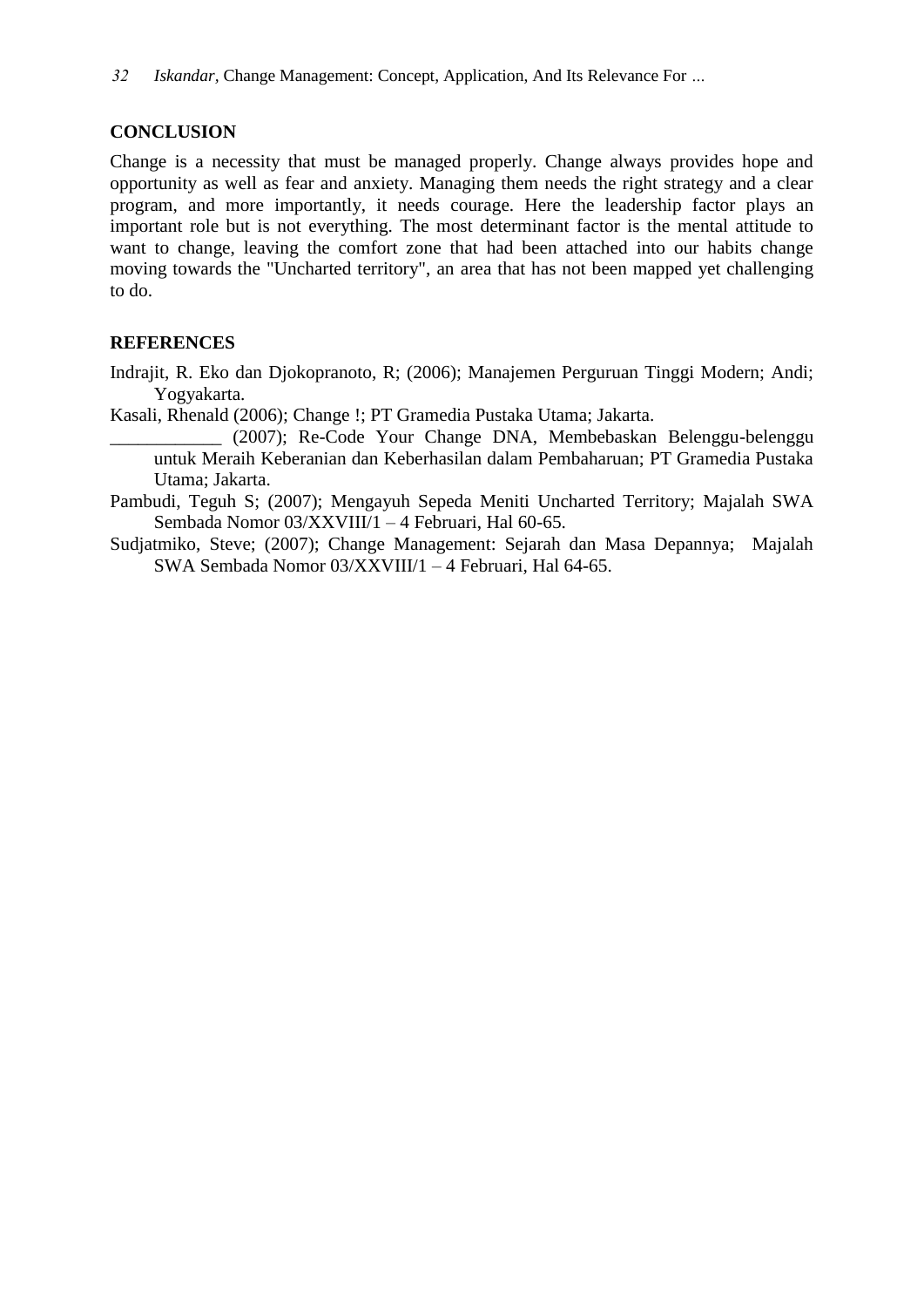## CONCLUSION

Change is a necessity that must be managed properly. Change always provides hope and opportunity as well as fear and anxiety. Managing them needs the right strategy and a clear program, and more importantly, it needs courage. Here the leadership factor plays an important role but is not everything. The most determinant factor is the mental attitude to want to change, leaving the comfort zone that had been attached into our habits change moving towards the "Uncharted territory", an area that has not been mapped yet challenging to do.

## REFERENCES

Indrajit, R. Eko dan Djokopranoto, R; (2006); Manajemen Perguruan Tinggi Modern; Andi; Yogyakarta.

Kasali, Rhenald (2006); Change !; PT Gramedia Pustaka Utama; Jakarta.

____________ (2007); Re-Code Your Change DNA, Membebaskan Belenggu-belenggu untuk Meraih Keberanian dan Keberhasilan dalam Pembaharuan; PT Gramedia Pustaka Utama; Jakarta.

Pambudi, Teguh S; (2007); Mengayuh Sepeda Meniti Uncharted Territory; Majalah SWA Sembada Nomor 03/XXVIII/1 – 4 Februari, Hal 60-65.

Sudjatmiko, Steve; (2007); Change Management: Sejarah dan Masa Depannya; Majalah SWA Sembada Nomor 03/XXVIII/1 – 4 Februari, Hal 64-65.